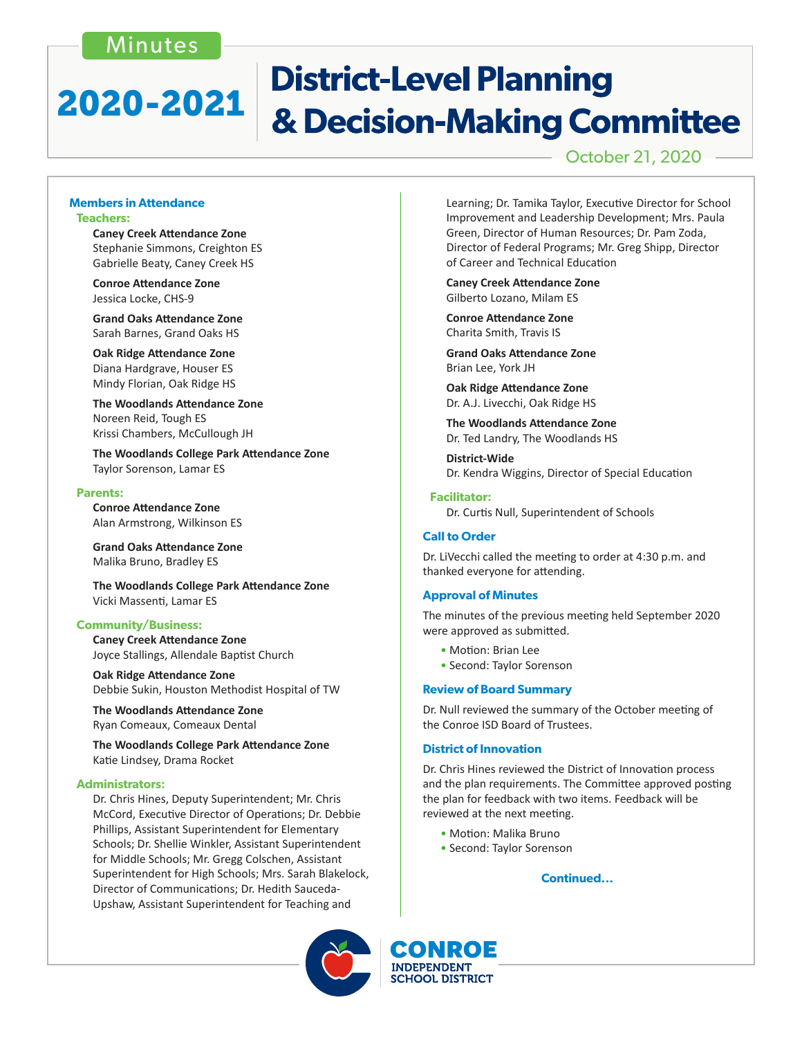Minutes

# 2020-2021 District-Level Planning & Decision-Making Committee

October 21, 2020

## Members in Attendance

### Teachers:

**Caney Creek Attendance Zone**
Stephanie Simmons, Creighton ES
Gabrielle Beaty, Caney Creek HS

**Conroe Attendance Zone**
Jessica Locke, CHS-9

**Grand Oaks Attendance Zone**
Sarah Barnes, Grand Oaks HS

**Oak Ridge Attendance Zone**
Diana Hardgrave, Houser ES
Mindy Florian, Oak Ridge HS

**The Woodlands Attendance Zone**
Noreen Reid, Tough ES
Krissi Chambers, McCullough JH

**The Woodlands College Park Attendance Zone**
Taylor Sorenson, Lamar ES

### Parents:

**Conroe Attendance Zone**
Alan Armstrong, Wilkinson ES

**Grand Oaks Attendance Zone**
Malika Bruno, Bradley ES

**The Woodlands College Park Attendance Zone**
Vicki Massenti, Lamar ES

### Community/Business:

**Caney Creek Attendance Zone**
Joyce Stallings, Allendale Baptist Church

**Oak Ridge Attendance Zone**
Debbie Sukin, Houston Methodist Hospital of TW

**The Woodlands Attendance Zone**
Ryan Comeaux, Comeaux Dental

**The Woodlands College Park Attendance Zone**
Katie Lindsey, Drama Rocket

### Administrators:

Dr. Chris Hines, Deputy Superintendent; Mr. Chris McCord, Executive Director of Operations; Dr. Debbie Phillips, Assistant Superintendent for Elementary Schools; Dr. Shellie Winkler, Assistant Superintendent for Middle Schools; Mr. Gregg Colschen, Assistant Superintendent for High Schools; Mrs. Sarah Blakelock, Director of Communications; Dr. Hedith Sauceda-Upshaw, Assistant Superintendent for Teaching and Learning; Dr. Tamika Taylor, Executive Director for School Improvement and Leadership Development; Mrs. Paula Green, Director of Human Resources; Dr. Pam Zoda, Director of Federal Programs; Mr. Greg Shipp, Director of Career and Technical Education

**Caney Creek Attendance Zone**
Gilberto Lozano, Milam ES

**Conroe Attendance Zone**
Charita Smith, Travis IS

**Grand Oaks Attendance Zone**
Brian Lee, York JH

**Oak Ridge Attendance Zone**
Dr. A.J. Livecchi, Oak Ridge HS

**The Woodlands Attendance Zone**
Dr. Ted Landry, The Woodlands HS

**District-Wide**
Dr. Kendra Wiggins, Director of Special Education

### Facilitator:

Dr. Curtis Null, Superintendent of Schools

## Call to Order

Dr. LiVecchi called the meeting to order at 4:30 p.m. and thanked everyone for attending.

## Approval of Minutes

The minutes of the previous meeting held September 2020 were approved as submitted.

- Motion: Brian Lee
- Second: Taylor Sorenson

## Review of Board Summary

Dr. Null reviewed the summary of the October meeting of the Conroe ISD Board of Trustees.

## District of Innovation

Dr. Chris Hines reviewed the District of Innovation process and the plan requirements. The Committee approved posting the plan for feedback with two items. Feedback will be reviewed at the next meeting.

- Motion: Malika Bruno
- Second: Taylor Sorenson

Continued…

CONROE INDEPENDENT SCHOOL DISTRICT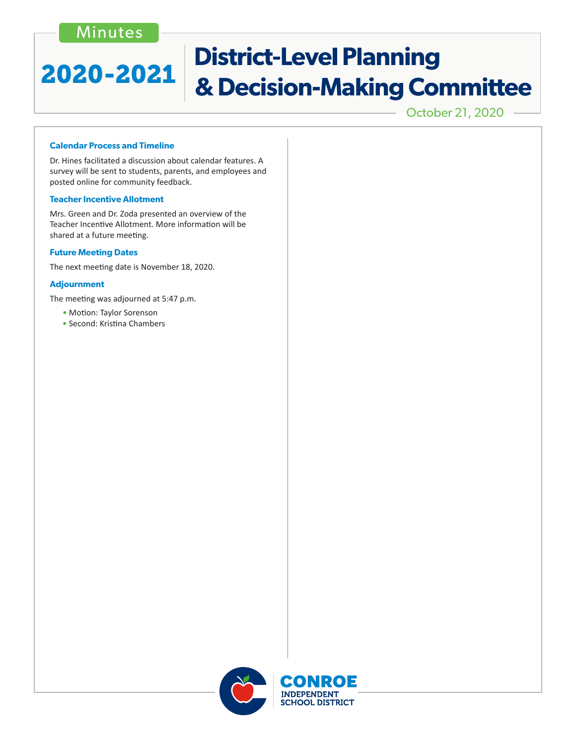# 2020-2021 District-Level Planning & Decision-Making Committee

Minutes

October 21, 2020

### Calendar Process and Timeline

Dr. Hines facilitated a discussion about calendar features. A survey will be sent to students, parents, and employees and posted online for community feedback.

### Teacher Incentive Allotment

Mrs. Green and Dr. Zoda presented an overview of the Teacher Incentive Allotment. More information will be shared at a future meeting.

### Future Meeting Dates

The next meeting date is November 18, 2020.

### Adjournment

The meeting was adjourned at 5:47 p.m.

- Motion: Taylor Sorenson
- Second: Kristina Chambers

CONROE INDEPENDENT SCHOOL DISTRICT